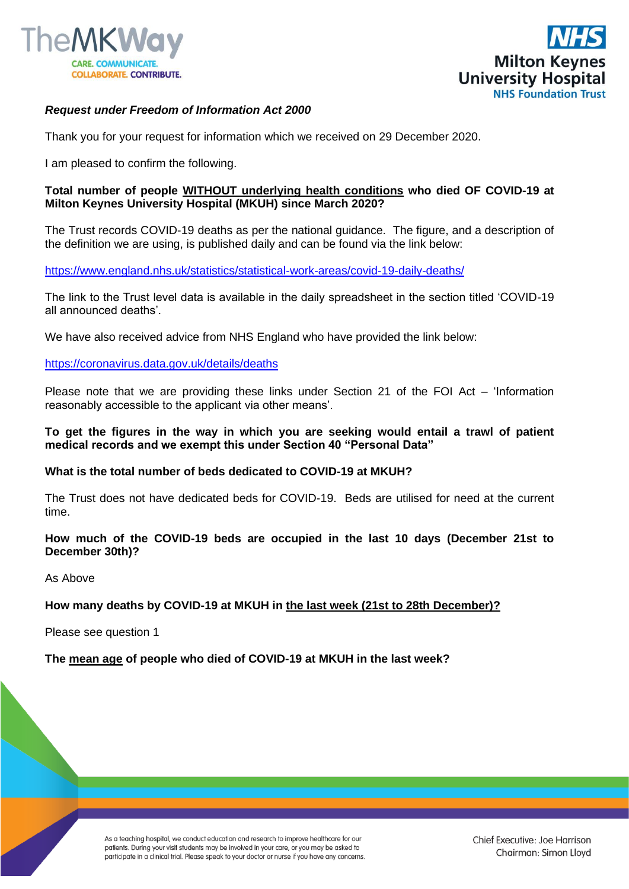*Request under Freedom of Information Act 2000*

Thank you for your request for information which we received on 29 December 2020.

I am pleased to confirm the following.

**Total number of people WITHOUT underlying health conditions who died OF COVID-19 at Milton Keynes University Hospital (MKUH) since March 2020?**

The Trust records COVID-19 deaths as per the national guidance. The figure, and a description of the definition we are using, is published daily and can be found via the link below:

https://www.england.nhs.uk/statistics/statistical-work-areas/covid-19-daily-deaths/

The link to the Trust level data is available in the daily spreadsheet in the section titled 'COVID-19 all announced deaths'.

We have also received advice from NHS England who have provided the link below:

https://coronavirus.data.gov.uk/details/deaths

Please note that we are providing these links under Section 21 of the FOI Act – 'Information reasonably accessible to the applicant via other means'.

**To get the figures in the way in which you are seeking would entail a trawl of patient medical records and we exempt this under Section 40 "Personal Data"**

**What is the total number of beds dedicated to COVID-19 at MKUH?**

The Trust does not have dedicated beds for COVID-19. Beds are utilised for need at the current time.

**How much of the COVID-19 beds are occupied in the last 10 days (December 21st to December 30th)?**

As Above

**How many deaths by COVID-19 at MKUH in the last week (21st to 28th December)?**

Please see question 1

**The mean age of people who died of COVID-19 at MKUH in the last week?**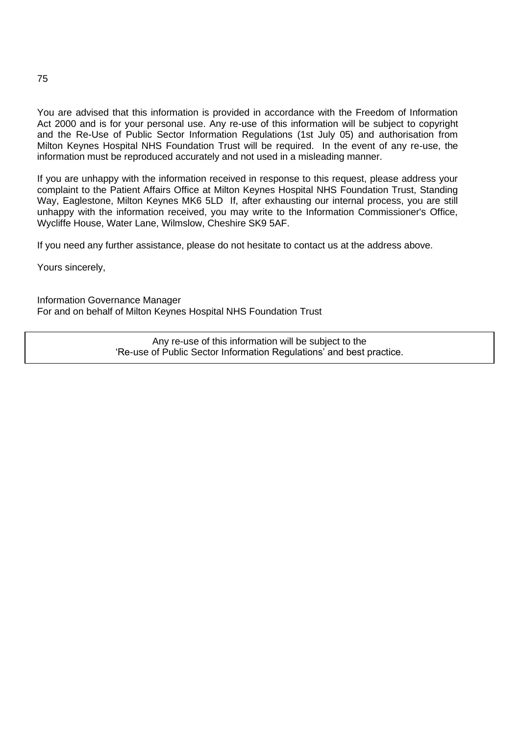75

You are advised that this information is provided in accordance with the Freedom of Information Act 2000 and is for your personal use. Any re-use of this information will be subject to copyright and the Re-Use of Public Sector Information Regulations (1st July 05) and authorisation from Milton Keynes Hospital NHS Foundation Trust will be required. In the event of any re-use, the information must be reproduced accurately and not used in a misleading manner.

If you are unhappy with the information received in response to this request, please address your complaint to the Patient Affairs Office at Milton Keynes Hospital NHS Foundation Trust, Standing Way, Eaglestone, Milton Keynes MK6 5LD If, after exhausting our internal process, you are still unhappy with the information received, you may write to the Information Commissioner's Office, Wycliffe House, Water Lane, Wilmslow, Cheshire SK9 5AF.

If you need any further assistance, please do not hesitate to contact us at the address above.

Yours sincerely,

Information Governance Manager
For and on behalf of Milton Keynes Hospital NHS Foundation Trust

| |
|---|
| Any re-use of this information will be subject to the 'Re-use of Public Sector Information Regulations' and best practice. |